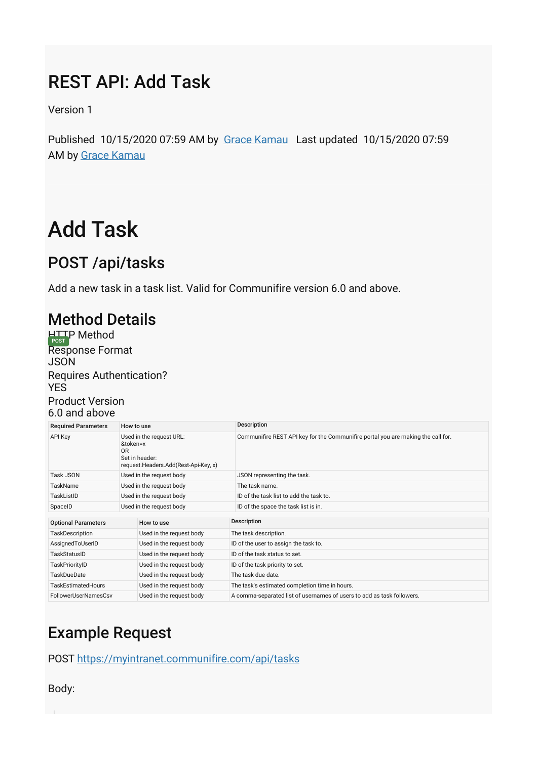# REST API: Add Task

Version 1

Published 10/15/2020 07:59 AM by Grace Kamau Last updated 10/15/2020 07:59 AM by Grace Kamau

# Add Task

## POST /api/tasks

Add a new task in a task list. Valid for Communifire version 6.0 and above.

## Method Details

HTTP Method
POST
Response Format
JSON
Requires Authentication?
YES
Product Version
6.0 and above

| Required Parameters | How to use | Description |
| --- | --- | --- |
| API Key | Used in the request URL:<br>&token=x<br>OR<br>Set in header:<br>request.Headers.Add(Rest-Api-Key, x) | Communifire REST API key for the Communifire portal you are making the call for. |
| Task JSON | Used in the request body | JSON representing the task. |
| TaskName | Used in the request body | The task name. |
| TaskListID | Used in the request body | ID of the task list to add the task to. |
| SpaceID | Used in the request body | ID of the space the task list is in. |

| Optional Parameters | How to use | Description |
| --- | --- | --- |
| TaskDescription | Used in the request body | The task description. |
| AssignedToUserID | Used in the request body | ID of the user to assign the task to. |
| TaskStatusID | Used in the request body | ID of the task status to set. |
| TaskPriorityID | Used in the request body | ID of the task priority to set. |
| TaskDueDate | Used in the request body | The task due date. |
| TaskEstimatedHours | Used in the request body | The task's estimated completion time in hours. |
| FollowerUserNamesCsv | Used in the request body | A comma-separated list of usernames of users to add as task followers. |

## Example Request

POST https://myintranet.communifire.com/api/tasks

Body: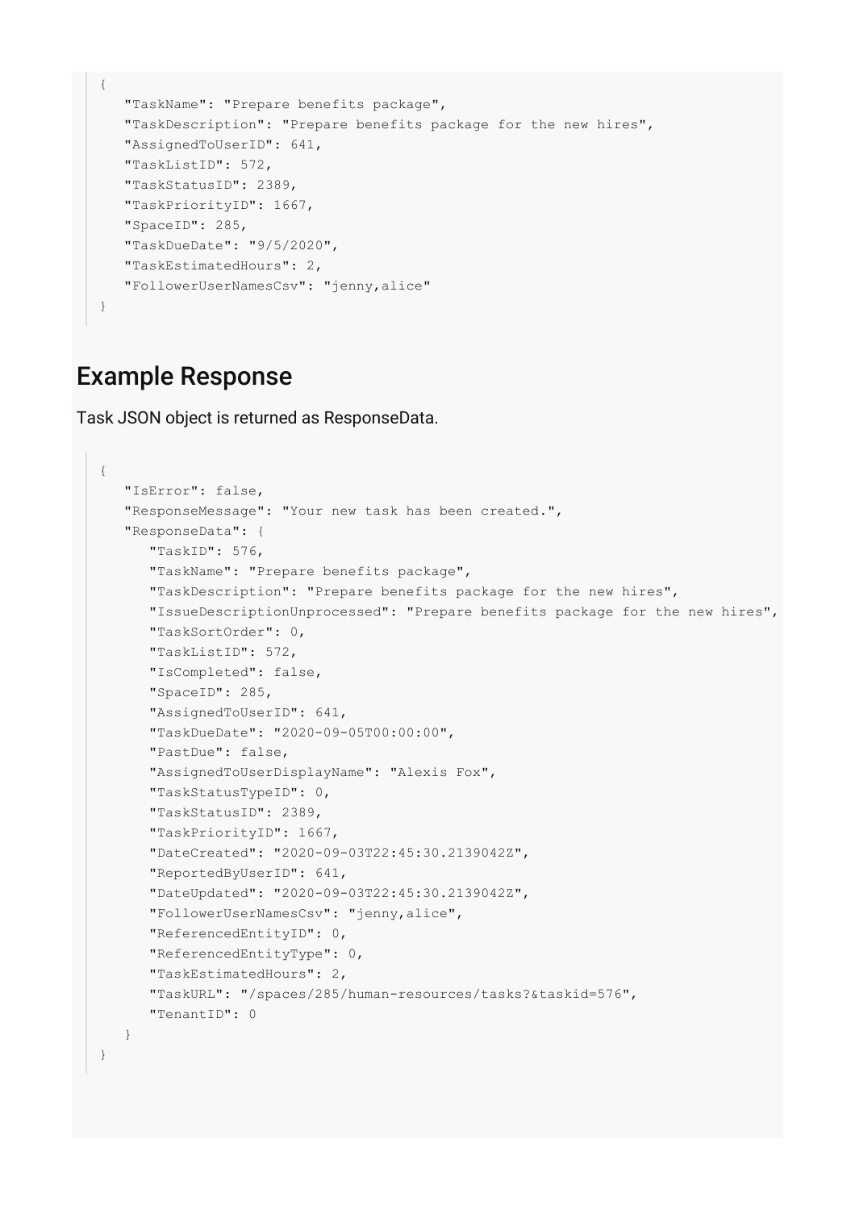```
{
   "TaskName": "Prepare benefits package",
   "TaskDescription": "Prepare benefits package for the new hires",
   "AssignedToUserID": 641,
   "TaskListID": 572,
   "TaskStatusID": 2389,
   "TaskPriorityID": 1667,
   "SpaceID": 285,
   "TaskDueDate": "9/5/2020",
   "TaskEstimatedHours": 2,
   "FollowerUserNamesCsv": "jenny,alice"
}
```

## Example Response

Task JSON object is returned as ResponseData.

```
{
   "IsError": false,
   "ResponseMessage": "Your new task has been created.",
   "ResponseData": {
      "TaskID": 576,
      "TaskName": "Prepare benefits package",
      "TaskDescription": "Prepare benefits package for the new hires",
      "IssueDescriptionUnprocessed": "Prepare benefits package for the new hires",
      "TaskSortOrder": 0,
      "TaskListID": 572,
      "IsCompleted": false,
      "SpaceID": 285,
      "AssignedToUserID": 641,
      "TaskDueDate": "2020-09-05T00:00:00",
      "PastDue": false,
      "AssignedToUserDisplayName": "Alexis Fox",
      "TaskStatusTypeID": 0,
      "TaskStatusID": 2389,
      "TaskPriorityID": 1667,
      "DateCreated": "2020-09-03T22:45:30.2139042Z",
      "ReportedByUserID": 641,
      "DateUpdated": "2020-09-03T22:45:30.2139042Z",
      "FollowerUserNamesCsv": "jenny,alice",
      "ReferencedEntityID": 0,
      "ReferencedEntityType": 0,
      "TaskEstimatedHours": 2,
      "TaskURL": "/spaces/285/human-resources/tasks?&taskid=576",
      "TenantID": 0
   }
}
```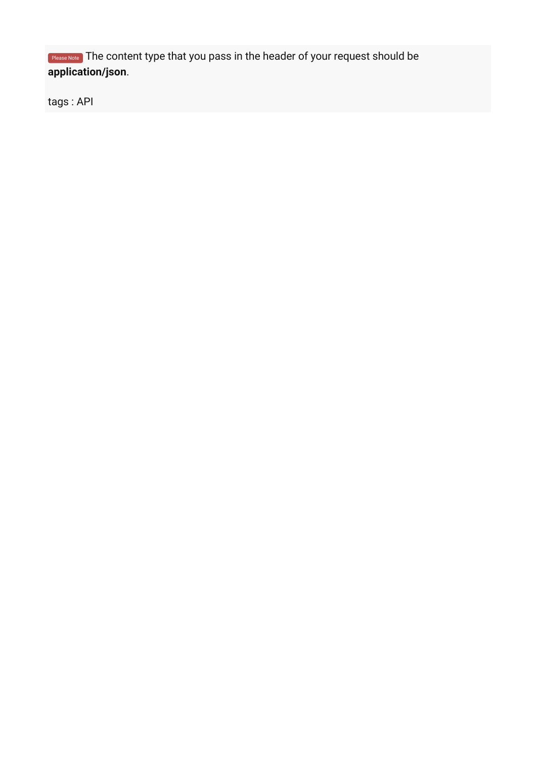Please Note The content type that you pass in the header of your request should be **application/json**.

tags : API